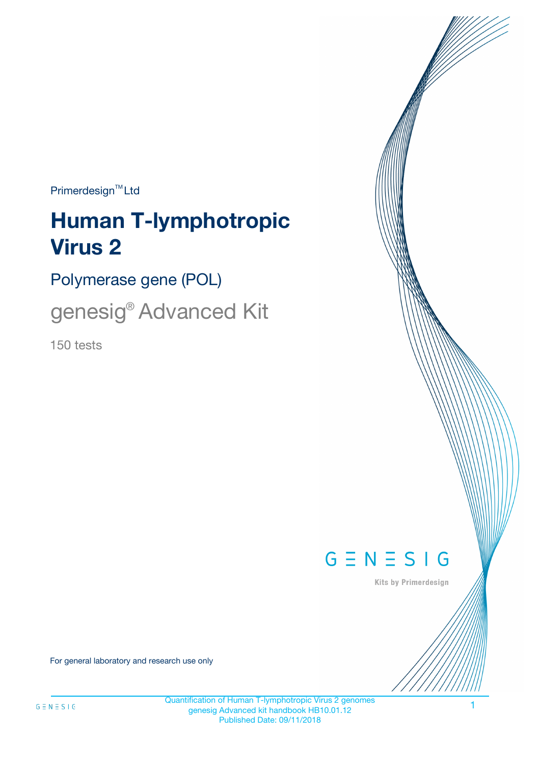Primerdesign™ Ltd

# Human T-lymphotropic Virus 2

## Polymerase gene (POL)

## genesig® Advanced Kit

150 tests

GENESIG

Kits by Primerdesign

For general laboratory and research use only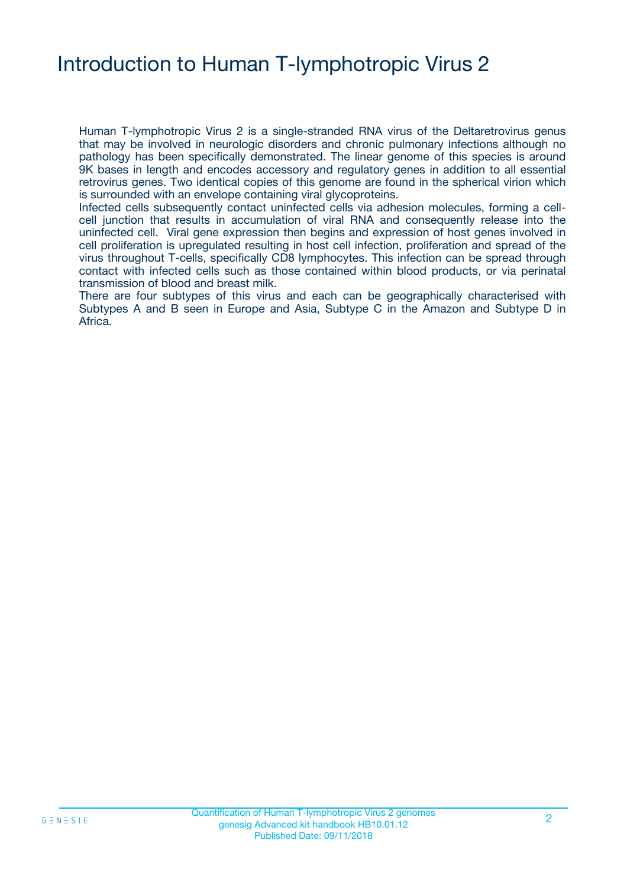# Introduction to Human T-lymphotropic Virus 2

Human T-lymphotropic Virus 2 is a single-stranded RNA virus of the Deltaretrovirus genus that may be involved in neurologic disorders and chronic pulmonary infections although no pathology has been specifically demonstrated. The linear genome of this species is around 9K bases in length and encodes accessory and regulatory genes in addition to all essential retrovirus genes. Two identical copies of this genome are found in the spherical virion which is surrounded with an envelope containing viral glycoproteins.

Infected cells subsequently contact uninfected cells via adhesion molecules, forming a cell-cell junction that results in accumulation of viral RNA and consequently release into the uninfected cell. Viral gene expression then begins and expression of host genes involved in cell proliferation is upregulated resulting in host cell infection, proliferation and spread of the virus throughout T-cells, specifically CD8 lymphocytes. This infection can be spread through contact with infected cells such as those contained within blood products, or via perinatal transmission of blood and breast milk.

There are four subtypes of this virus and each can be geographically characterised with Subtypes A and B seen in Europe and Asia, Subtype C in the Amazon and Subtype D in Africa.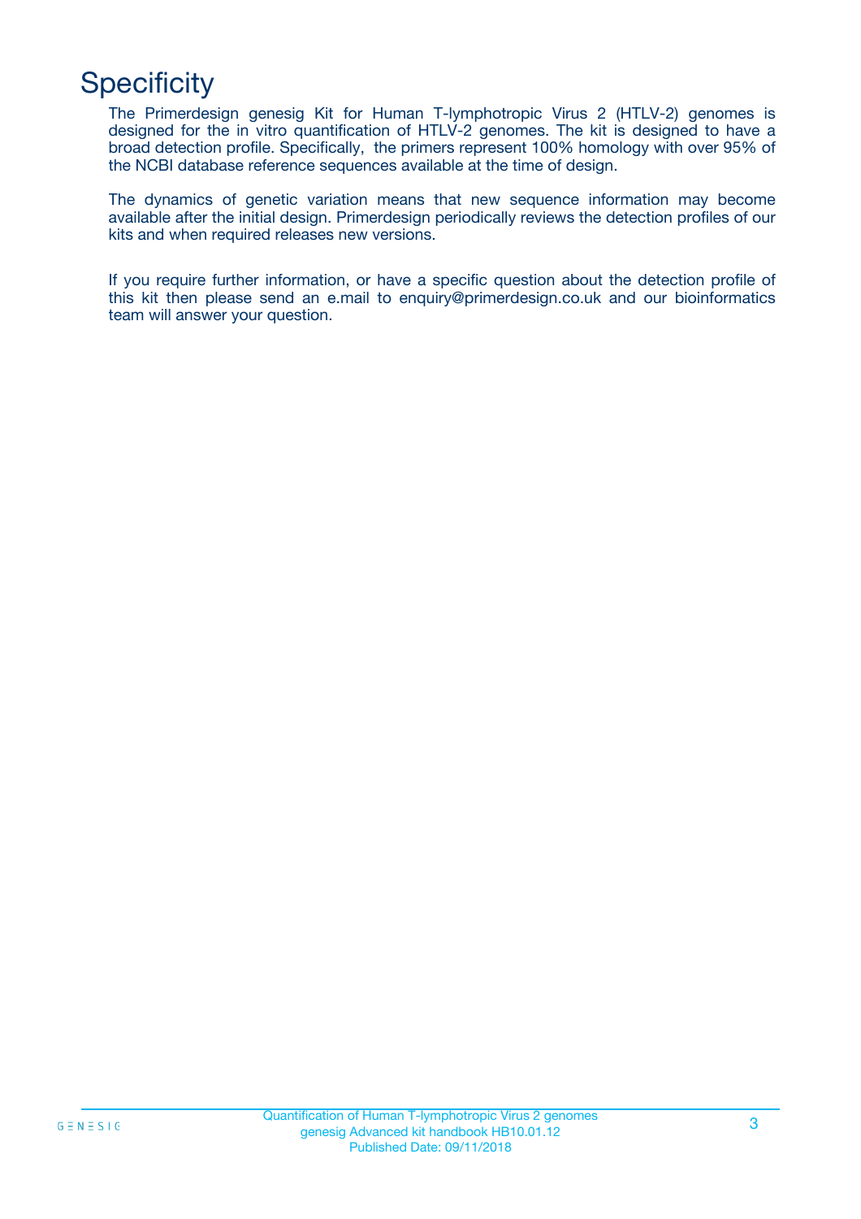# Specificity

The Primerdesign genesig Kit for Human T-lymphotropic Virus 2 (HTLV-2) genomes is designed for the in vitro quantification of HTLV-2 genomes. The kit is designed to have a broad detection profile. Specifically, the primers represent 100% homology with over 95% of the NCBI database reference sequences available at the time of design.

The dynamics of genetic variation means that new sequence information may become available after the initial design. Primerdesign periodically reviews the detection profiles of our kits and when required releases new versions.

If you require further information, or have a specific question about the detection profile of this kit then please send an e.mail to enquiry@primerdesign.co.uk and our bioinformatics team will answer your question.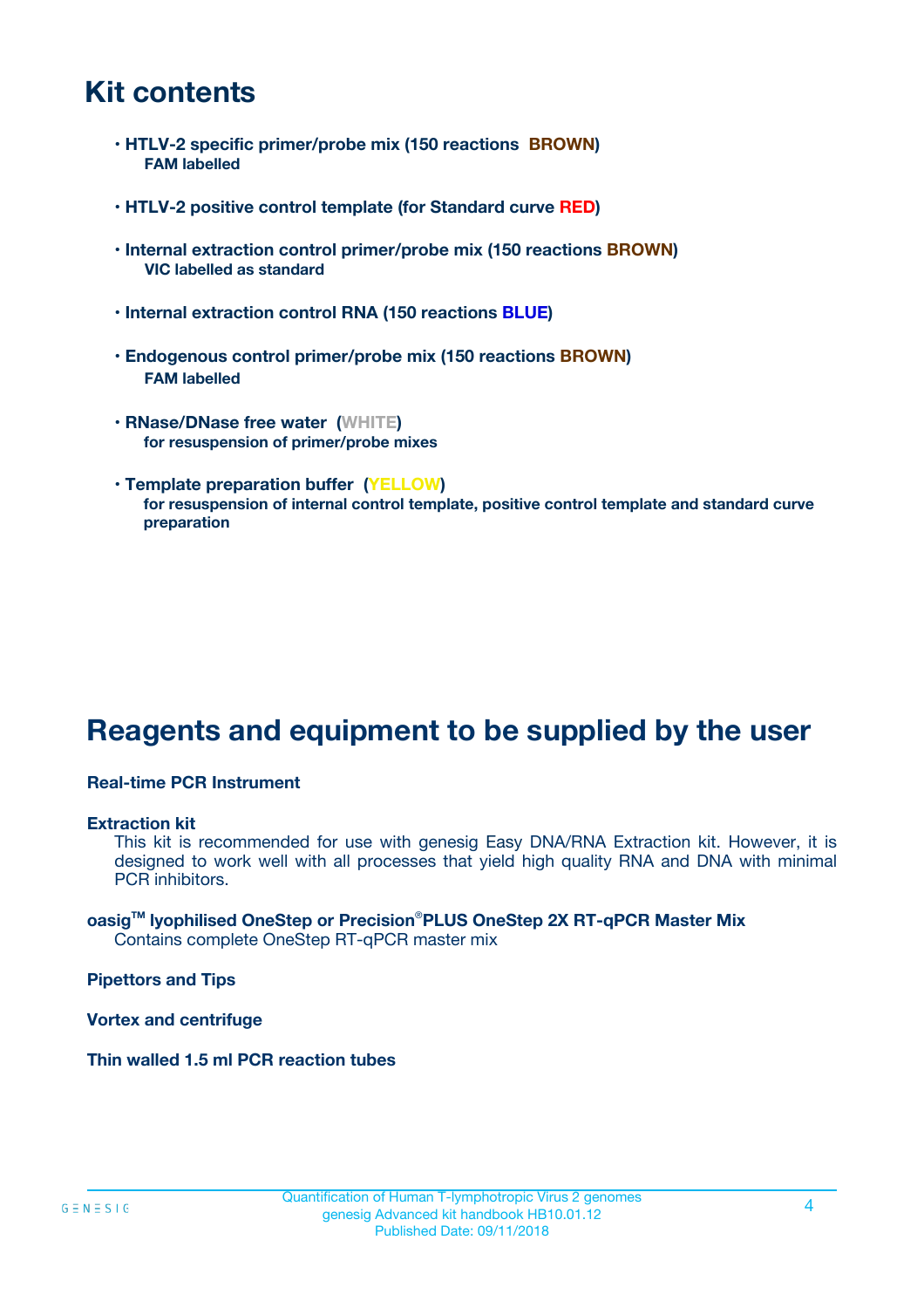# Kit contents

- **HTLV-2 specific primer/probe mix (150 reactions BROWN)**
  **FAM labelled**

- **HTLV-2 positive control template (for Standard curve RED)**

- **Internal extraction control primer/probe mix (150 reactions BROWN)**
  **VIC labelled as standard**

- **Internal extraction control RNA (150 reactions BLUE)**

- **Endogenous control primer/probe mix (150 reactions BROWN)**
  **FAM labelled**

- **RNase/DNase free water (WHITE)**
  **for resuspension of primer/probe mixes**

- **Template preparation buffer (YELLOW)**
  **for resuspension of internal control template, positive control template and standard curve preparation**

# Reagents and equipment to be supplied by the user

**Real-time PCR Instrument**

**Extraction kit**
This kit is recommended for use with genesig Easy DNA/RNA Extraction kit. However, it is designed to work well with all processes that yield high quality RNA and DNA with minimal PCR inhibitors.

**oasig™ lyophilised OneStep or Precision®PLUS OneStep 2X RT-qPCR Master Mix**
Contains complete OneStep RT-qPCR master mix

**Pipettors and Tips**

**Vortex and centrifuge**

**Thin walled 1.5 ml PCR reaction tubes**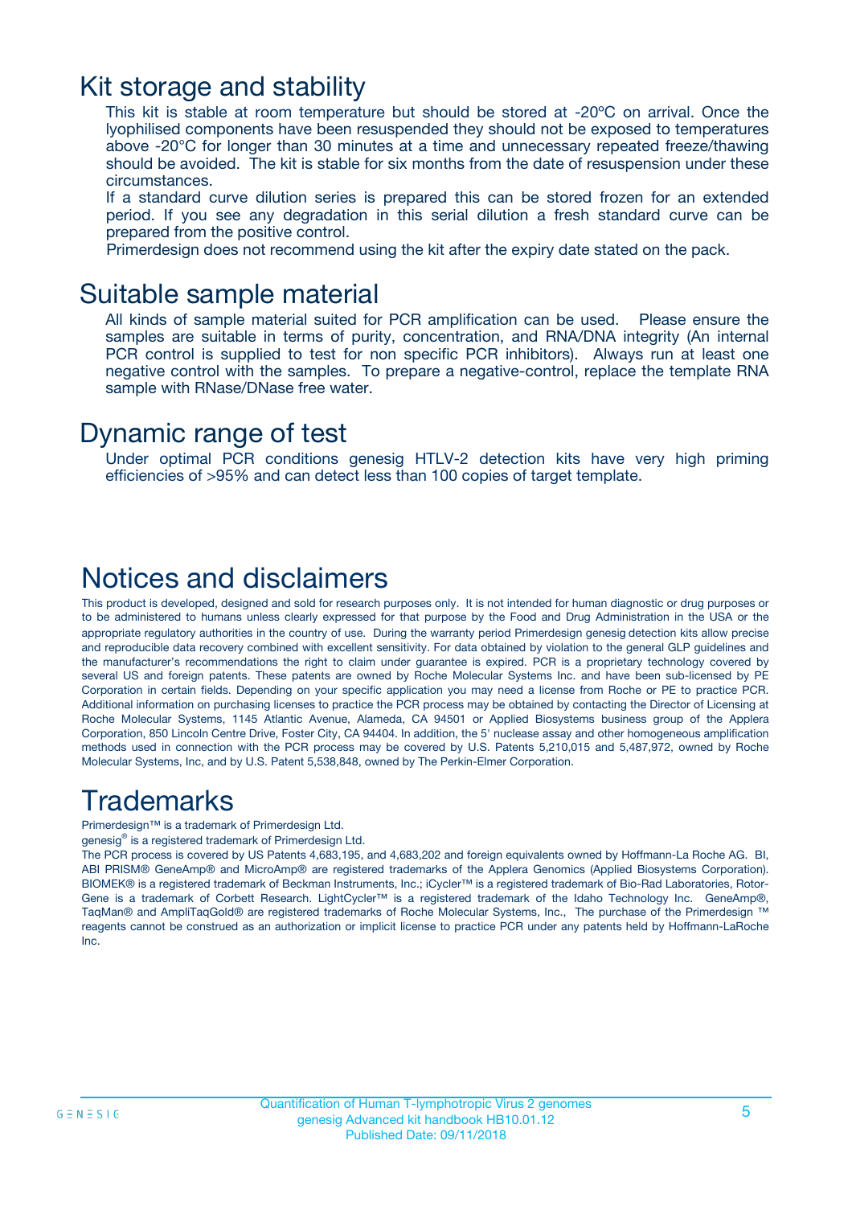# Kit storage and stability

This kit is stable at room temperature but should be stored at -20ºC on arrival. Once the lyophilised components have been resuspended they should not be exposed to temperatures above -20°C for longer than 30 minutes at a time and unnecessary repeated freeze/thawing should be avoided. The kit is stable for six months from the date of resuspension under these circumstances.

If a standard curve dilution series is prepared this can be stored frozen for an extended period. If you see any degradation in this serial dilution a fresh standard curve can be prepared from the positive control.

Primerdesign does not recommend using the kit after the expiry date stated on the pack.

# Suitable sample material

All kinds of sample material suited for PCR amplification can be used. Please ensure the samples are suitable in terms of purity, concentration, and RNA/DNA integrity (An internal PCR control is supplied to test for non specific PCR inhibitors). Always run at least one negative control with the samples. To prepare a negative-control, replace the template RNA sample with RNase/DNase free water.

# Dynamic range of test

Under optimal PCR conditions genesig HTLV-2 detection kits have very high priming efficiencies of >95% and can detect less than 100 copies of target template.

# Notices and disclaimers

This product is developed, designed and sold for research purposes only. It is not intended for human diagnostic or drug purposes or to be administered to humans unless clearly expressed for that purpose by the Food and Drug Administration in the USA or the appropriate regulatory authorities in the country of use. During the warranty period Primerdesign genesig detection kits allow precise and reproducible data recovery combined with excellent sensitivity. For data obtained by violation to the general GLP guidelines and the manufacturer's recommendations the right to claim under guarantee is expired. PCR is a proprietary technology covered by several US and foreign patents. These patents are owned by Roche Molecular Systems Inc. and have been sub-licensed by PE Corporation in certain fields. Depending on your specific application you may need a license from Roche or PE to practice PCR. Additional information on purchasing licenses to practice the PCR process may be obtained by contacting the Director of Licensing at Roche Molecular Systems, 1145 Atlantic Avenue, Alameda, CA 94501 or Applied Biosystems business group of the Applera Corporation, 850 Lincoln Centre Drive, Foster City, CA 94404. In addition, the 5' nuclease assay and other homogeneous amplification methods used in connection with the PCR process may be covered by U.S. Patents 5,210,015 and 5,487,972, owned by Roche Molecular Systems, Inc, and by U.S. Patent 5,538,848, owned by The Perkin-Elmer Corporation.

# Trademarks

Primerdesign™ is a trademark of Primerdesign Ltd.

genesig® is a registered trademark of Primerdesign Ltd.

The PCR process is covered by US Patents 4,683,195, and 4,683,202 and foreign equivalents owned by Hoffmann-La Roche AG. BI, ABI PRISM® GeneAmp® and MicroAmp® are registered trademarks of the Applera Genomics (Applied Biosystems Corporation). BIOMEK® is a registered trademark of Beckman Instruments, Inc.; iCycler™ is a registered trademark of Bio-Rad Laboratories, Rotor-Gene is a trademark of Corbett Research. LightCycler™ is a registered trademark of the Idaho Technology Inc. GeneAmp®, TaqMan® and AmpliTaqGold® are registered trademarks of Roche Molecular Systems, Inc., The purchase of the Primerdesign ™ reagents cannot be construed as an authorization or implicit license to practice PCR under any patents held by Hoffmann-LaRoche Inc.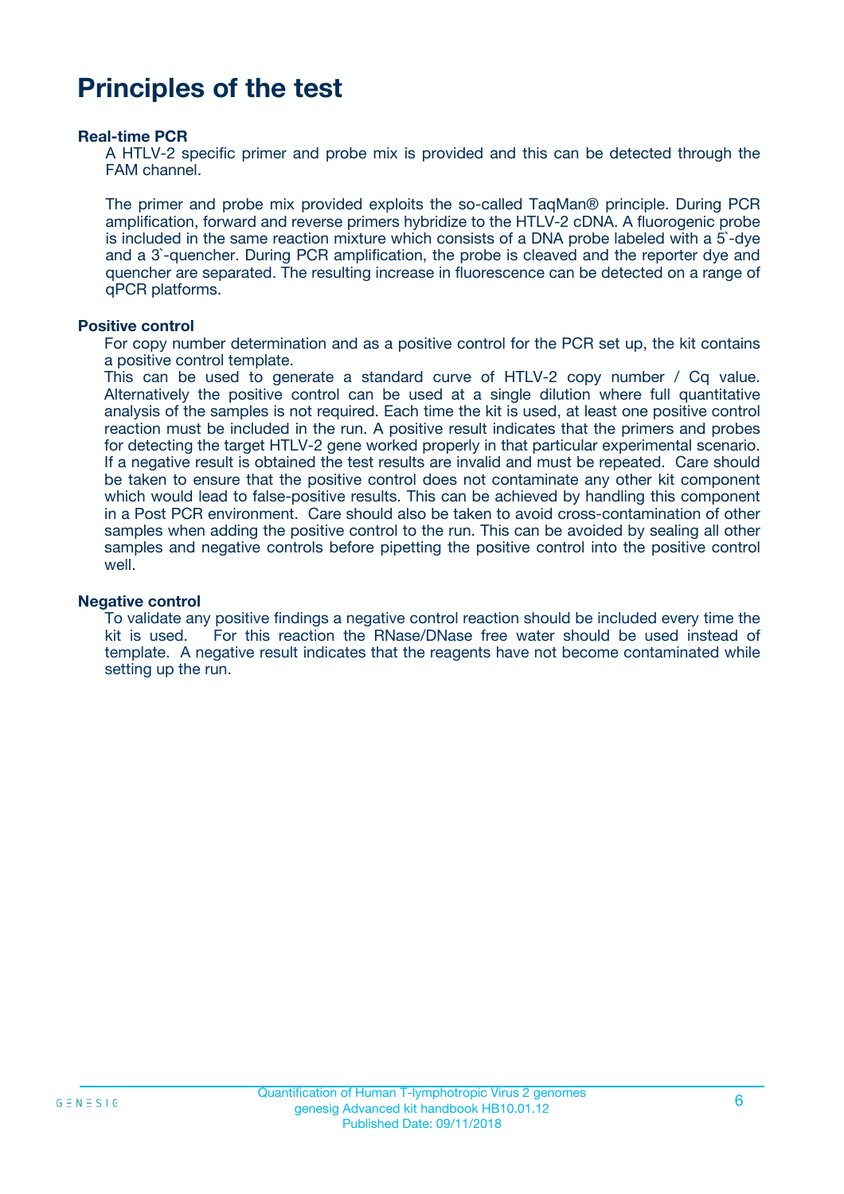# Principles of the test

**Real-time PCR**

A HTLV-2 specific primer and probe mix is provided and this can be detected through the FAM channel.

The primer and probe mix provided exploits the so-called TaqMan® principle. During PCR amplification, forward and reverse primers hybridize to the HTLV-2 cDNA. A fluorogenic probe is included in the same reaction mixture which consists of a DNA probe labeled with a 5`-dye and a 3`-quencher. During PCR amplification, the probe is cleaved and the reporter dye and quencher are separated. The resulting increase in fluorescence can be detected on a range of qPCR platforms.

**Positive control**

For copy number determination and as a positive control for the PCR set up, the kit contains a positive control template.
This can be used to generate a standard curve of HTLV-2 copy number / Cq value. Alternatively the positive control can be used at a single dilution where full quantitative analysis of the samples is not required. Each time the kit is used, at least one positive control reaction must be included in the run. A positive result indicates that the primers and probes for detecting the target HTLV-2 gene worked properly in that particular experimental scenario. If a negative result is obtained the test results are invalid and must be repeated. Care should be taken to ensure that the positive control does not contaminate any other kit component which would lead to false-positive results. This can be achieved by handling this component in a Post PCR environment. Care should also be taken to avoid cross-contamination of other samples when adding the positive control to the run. This can be avoided by sealing all other samples and negative controls before pipetting the positive control into the positive control well.

**Negative control**

To validate any positive findings a negative control reaction should be included every time the kit is used. For this reaction the RNase/DNase free water should be used instead of template. A negative result indicates that the reagents have not become contaminated while setting up the run.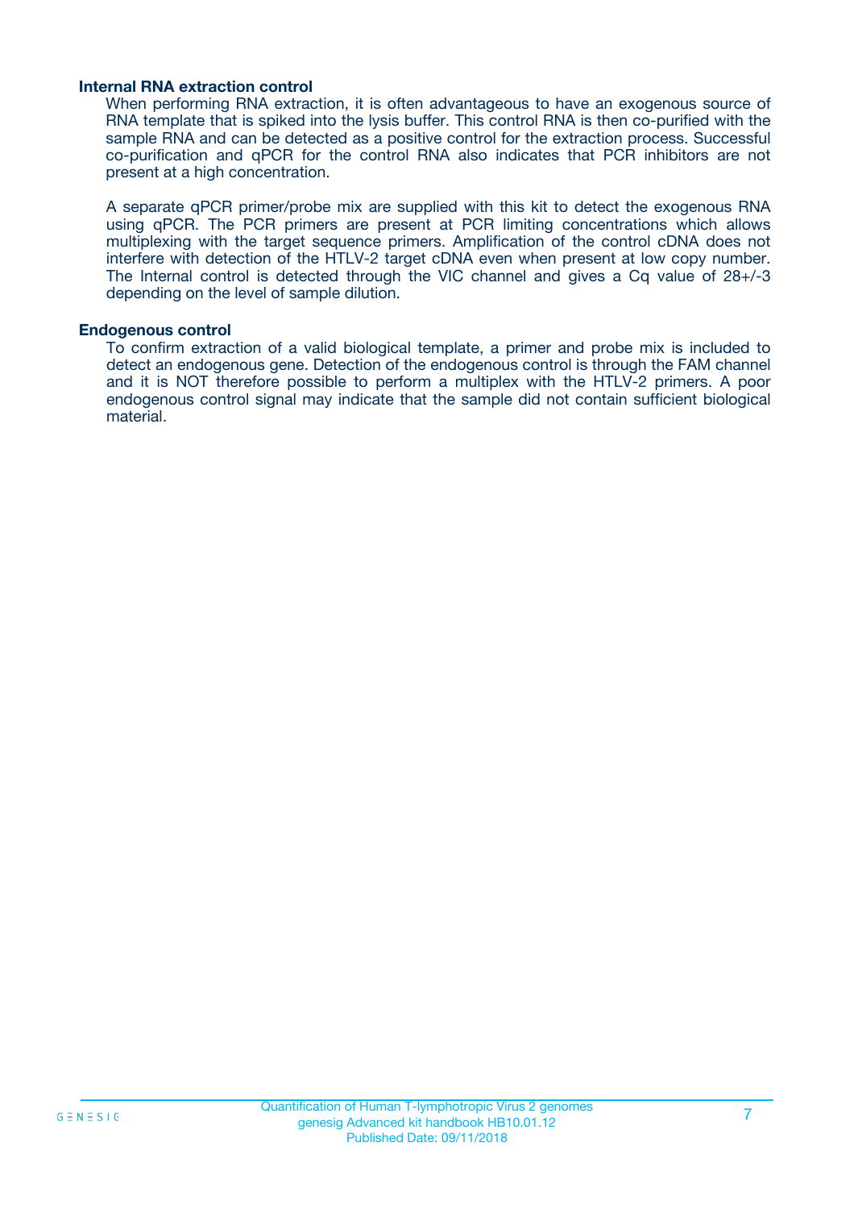### Internal RNA extraction control

When performing RNA extraction, it is often advantageous to have an exogenous source of RNA template that is spiked into the lysis buffer. This control RNA is then co-purified with the sample RNA and can be detected as a positive control for the extraction process. Successful co-purification and qPCR for the control RNA also indicates that PCR inhibitors are not present at a high concentration.

A separate qPCR primer/probe mix are supplied with this kit to detect the exogenous RNA using qPCR. The PCR primers are present at PCR limiting concentrations which allows multiplexing with the target sequence primers. Amplification of the control cDNA does not interfere with detection of the HTLV-2 target cDNA even when present at low copy number. The Internal control is detected through the VIC channel and gives a Cq value of 28+/-3 depending on the level of sample dilution.

### Endogenous control

To confirm extraction of a valid biological template, a primer and probe mix is included to detect an endogenous gene. Detection of the endogenous control is through the FAM channel and it is NOT therefore possible to perform a multiplex with the HTLV-2 primers. A poor endogenous control signal may indicate that the sample did not contain sufficient biological material.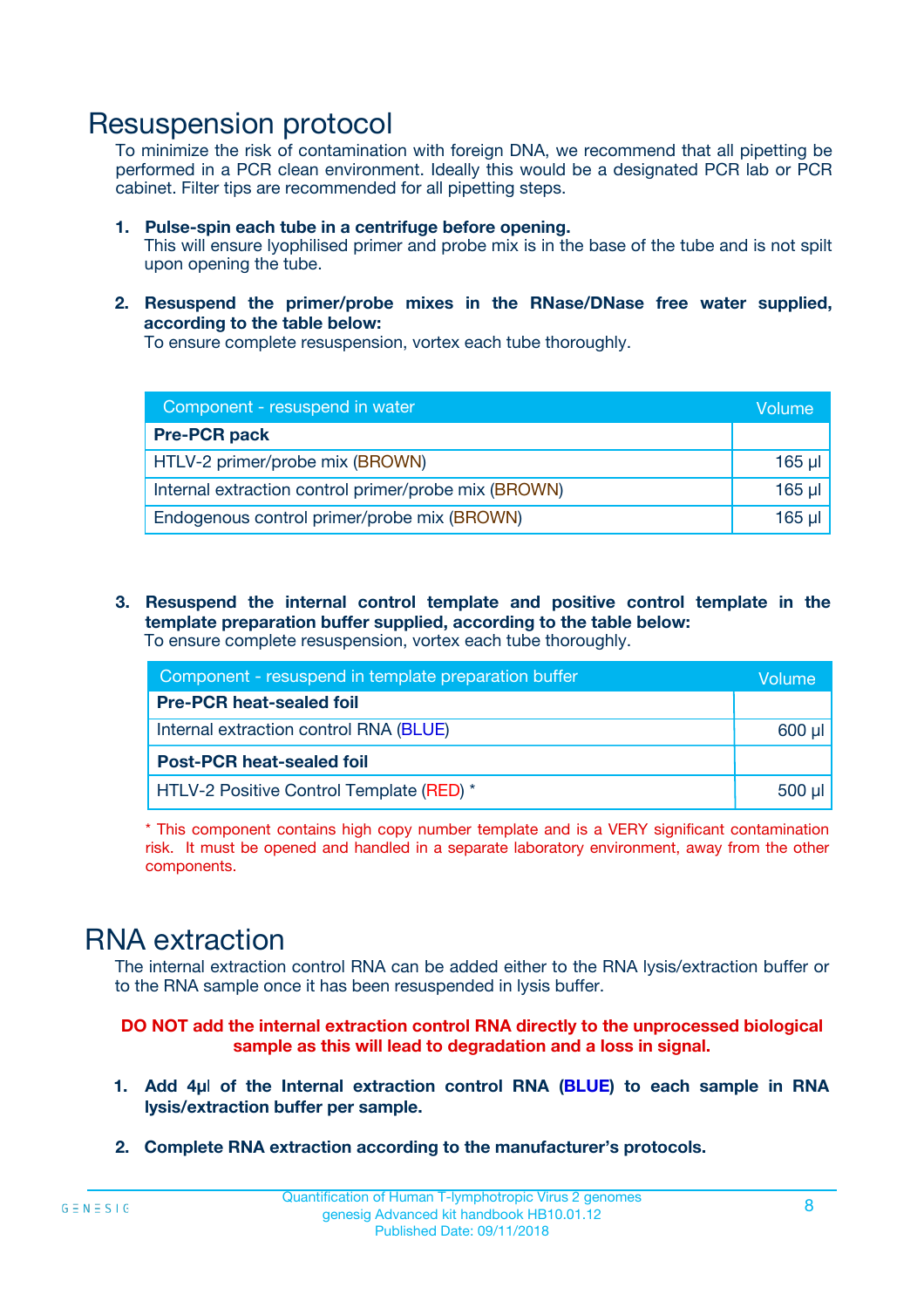# Resuspension protocol

To minimize the risk of contamination with foreign DNA, we recommend that all pipetting be performed in a PCR clean environment. Ideally this would be a designated PCR lab or PCR cabinet. Filter tips are recommended for all pipetting steps.

1. **Pulse-spin each tube in a centrifuge before opening.**
   This will ensure lyophilised primer and probe mix is in the base of the tube and is not spilt upon opening the tube.

2. **Resuspend the primer/probe mixes in the RNase/DNase free water supplied, according to the table below:**
   To ensure complete resuspension, vortex each tube thoroughly.

| Component - resuspend in water | Volume |
|---|---|
| **Pre-PCR pack** | |
| HTLV-2 primer/probe mix (BROWN) | 165 µl |
| Internal extraction control primer/probe mix (BROWN) | 165 µl |
| Endogenous control primer/probe mix (BROWN) | 165 µl |

3. **Resuspend the internal control template and positive control template in the template preparation buffer supplied, according to the table below:**
   To ensure complete resuspension, vortex each tube thoroughly.

| Component - resuspend in template preparation buffer | Volume |
|---|---|
| **Pre-PCR heat-sealed foil** | |
| Internal extraction control RNA (BLUE) | 600 µl |
| **Post-PCR heat-sealed foil** | |
| HTLV-2 Positive Control Template (RED) * | 500 µl |

\* This component contains high copy number template and is a VERY significant contamination risk. It must be opened and handled in a separate laboratory environment, away from the other components.

# RNA extraction

The internal extraction control RNA can be added either to the RNA lysis/extraction buffer or to the RNA sample once it has been resuspended in lysis buffer.

**DO NOT add the internal extraction control RNA directly to the unprocessed biological sample as this will lead to degradation and a loss in signal.**

1. **Add 4µl of the Internal extraction control RNA (BLUE) to each sample in RNA lysis/extraction buffer per sample.**

2. **Complete RNA extraction according to the manufacturer's protocols.**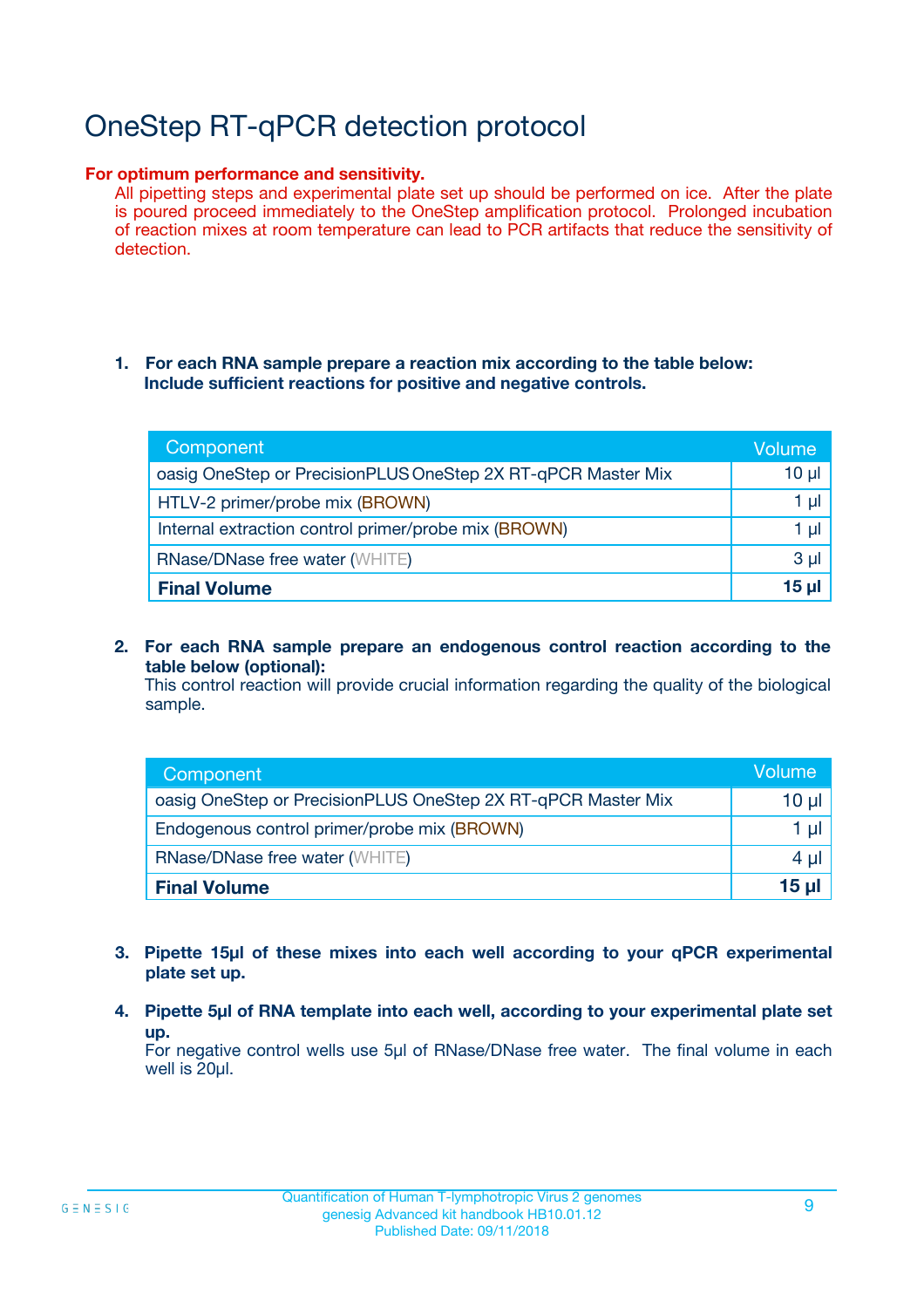# OneStep RT-qPCR detection protocol

**For optimum performance and sensitivity.**

All pipetting steps and experimental plate set up should be performed on ice. After the plate is poured proceed immediately to the OneStep amplification protocol. Prolonged incubation of reaction mixes at room temperature can lead to PCR artifacts that reduce the sensitivity of detection.

1. **For each RNA sample prepare a reaction mix according to the table below: Include sufficient reactions for positive and negative controls.**

| Component | Volume |
|---|---|
| oasig OneStep or PrecisionPLUS OneStep 2X RT-qPCR Master Mix | 10 µl |
| HTLV-2 primer/probe mix (BROWN) | 1 µl |
| Internal extraction control primer/probe mix (BROWN) | 1 µl |
| RNase/DNase free water (WHITE) | 3 µl |
| **Final Volume** | **15 µl** |

2. **For each RNA sample prepare an endogenous control reaction according to the table below (optional):**
   This control reaction will provide crucial information regarding the quality of the biological sample.

| Component | Volume |
|---|---|
| oasig OneStep or PrecisionPLUS OneStep 2X RT-qPCR Master Mix | 10 µl |
| Endogenous control primer/probe mix (BROWN) | 1 µl |
| RNase/DNase free water (WHITE) | 4 µl |
| **Final Volume** | **15 µl** |

3. **Pipette 15µl of these mixes into each well according to your qPCR experimental plate set up.**

4. **Pipette 5µl of RNA template into each well, according to your experimental plate set up.**
   For negative control wells use 5µl of RNase/DNase free water. The final volume in each well is 20µl.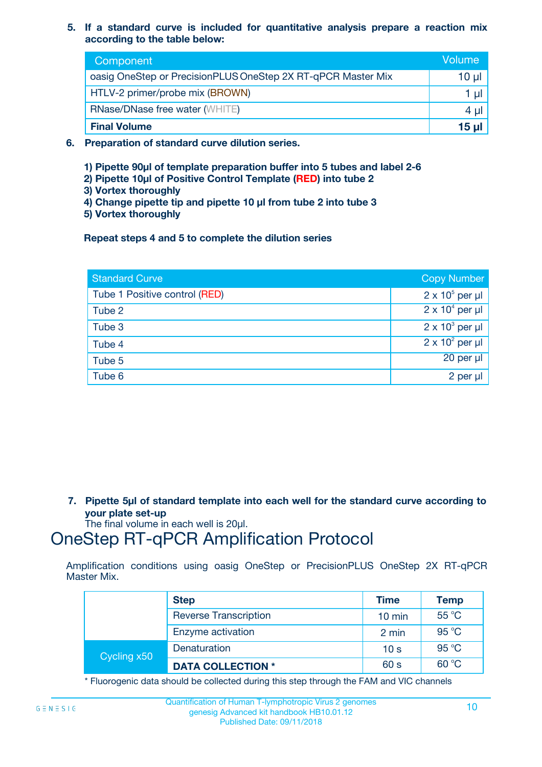5. **If a standard curve is included for quantitative analysis prepare a reaction mix according to the table below:**

| Component | Volume |
|---|---|
| oasig OneStep or PrecisionPLUS OneStep 2X RT-qPCR Master Mix | 10 µl |
| HTLV-2 primer/probe mix (BROWN) | 1 µl |
| RNase/DNase free water (WHITE) | 4 µl |
| **Final Volume** | **15 µl** |

6. **Preparation of standard curve dilution series.**

   **1) Pipette 90µl of template preparation buffer into 5 tubes and label 2-6**
   **2) Pipette 10µl of Positive Control Template (RED) into tube 2**
   **3) Vortex thoroughly**
   **4) Change pipette tip and pipette 10 µl from tube 2 into tube 3**
   **5) Vortex thoroughly**

   **Repeat steps 4 and 5 to complete the dilution series**

| Standard Curve | Copy Number |
|---|---|
| Tube 1 Positive control (RED) | $2 \times 10^5$ per µl |
| Tube 2 | $2 \times 10^4$ per µl |
| Tube 3 | $2 \times 10^3$ per µl |
| Tube 4 | $2 \times 10^2$ per µl |
| Tube 5 | 20 per µl |
| Tube 6 | 2 per µl |

7. **Pipette 5µl of standard template into each well for the standard curve according to your plate set-up**
   The final volume in each well is 20µl.

# OneStep RT-qPCR Amplification Protocol

Amplification conditions using oasig OneStep or PrecisionPLUS OneStep 2X RT-qPCR Master Mix.

| | Step | Time | Temp |
|---|---|---|---|
| | Reverse Transcription | 10 min | 55 °C |
| | Enzyme activation | 2 min | 95 °C |
| Cycling x50 | Denaturation | 10 s | 95 °C |
| | **DATA COLLECTION *** | 60 s | 60 °C |

* Fluorogenic data should be collected during this step through the FAM and VIC channels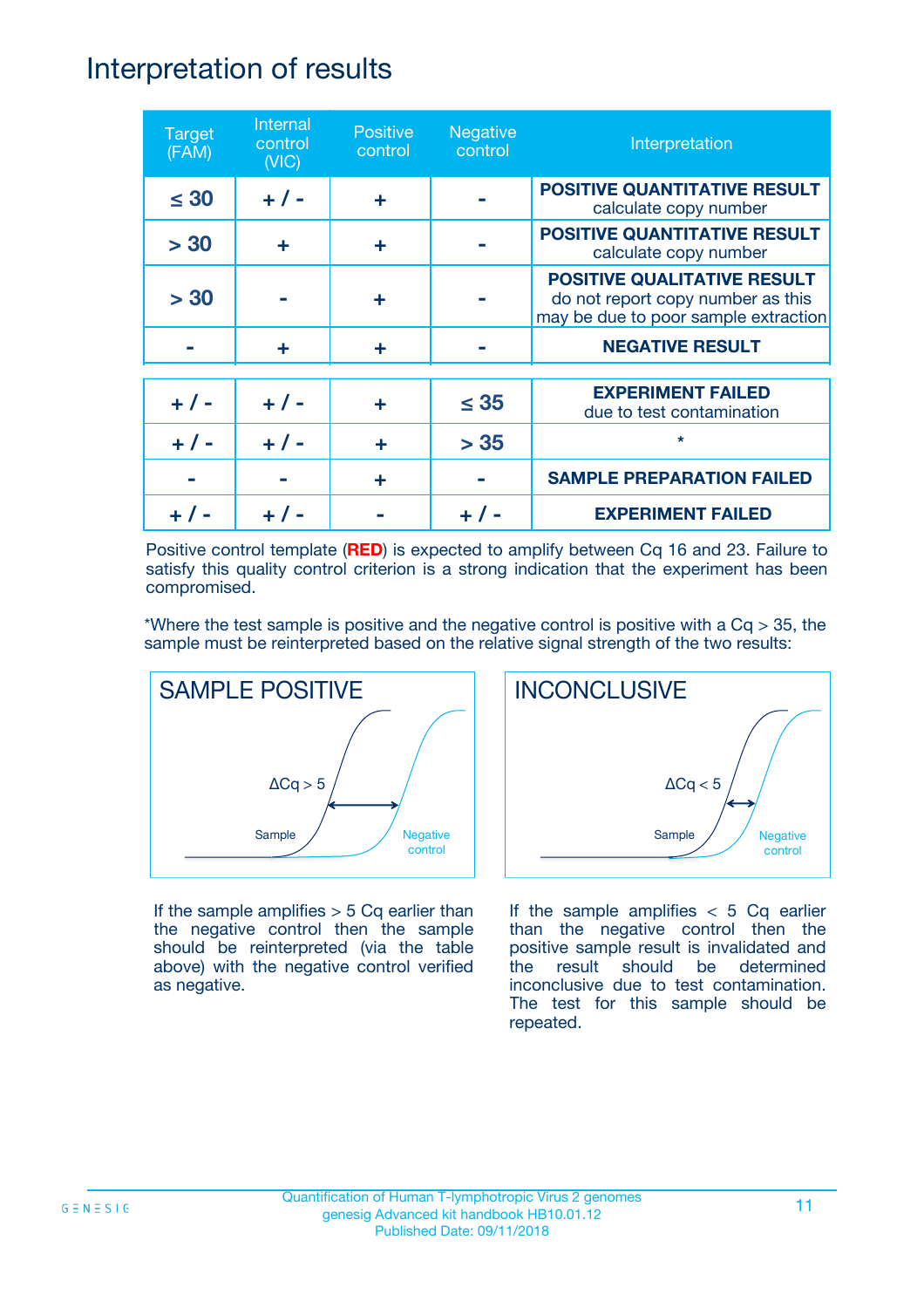# Interpretation of results

| Target (FAM) | Internal control (VIC) | Positive control | Negative control | Interpretation |
|---|---|---|---|---|
| ≤ 30 | + / - | + | - | **POSITIVE QUANTITATIVE RESULT** calculate copy number |
| > 30 | + | + | - | **POSITIVE QUANTITATIVE RESULT** calculate copy number |
| > 30 | - | + | - | **POSITIVE QUALITATIVE RESULT** do not report copy number as this may be due to poor sample extraction |
| - | + | + | - | **NEGATIVE RESULT** |
| + / - | + / - | + | ≤ 35 | **EXPERIMENT FAILED** due to test contamination |
| + / - | + / - | + | > 35 | * |
| - | - | + | - | **SAMPLE PREPARATION FAILED** |
| + / - | + / - | - | + / - | **EXPERIMENT FAILED** |

Positive control template (**RED**) is expected to amplify between Cq 16 and 23. Failure to satisfy this quality control criterion is a strong indication that the experiment has been compromised.

*Where the test sample is positive and the negative control is positive with a Cq > 35, the sample must be reinterpreted based on the relative signal strength of the two results:

**SAMPLE POSITIVE**

ΔCq > 5

Sample

Negative control

If the sample amplifies > 5 Cq earlier than the negative control then the sample should be reinterpreted (via the table above) with the negative control verified as negative.

**INCONCLUSIVE**

ΔCq < 5

Sample

Negative control

If the sample amplifies < 5 Cq earlier than the negative control then the positive sample result is invalidated and the result should be determined inconclusive due to test contamination. The test for this sample should be repeated.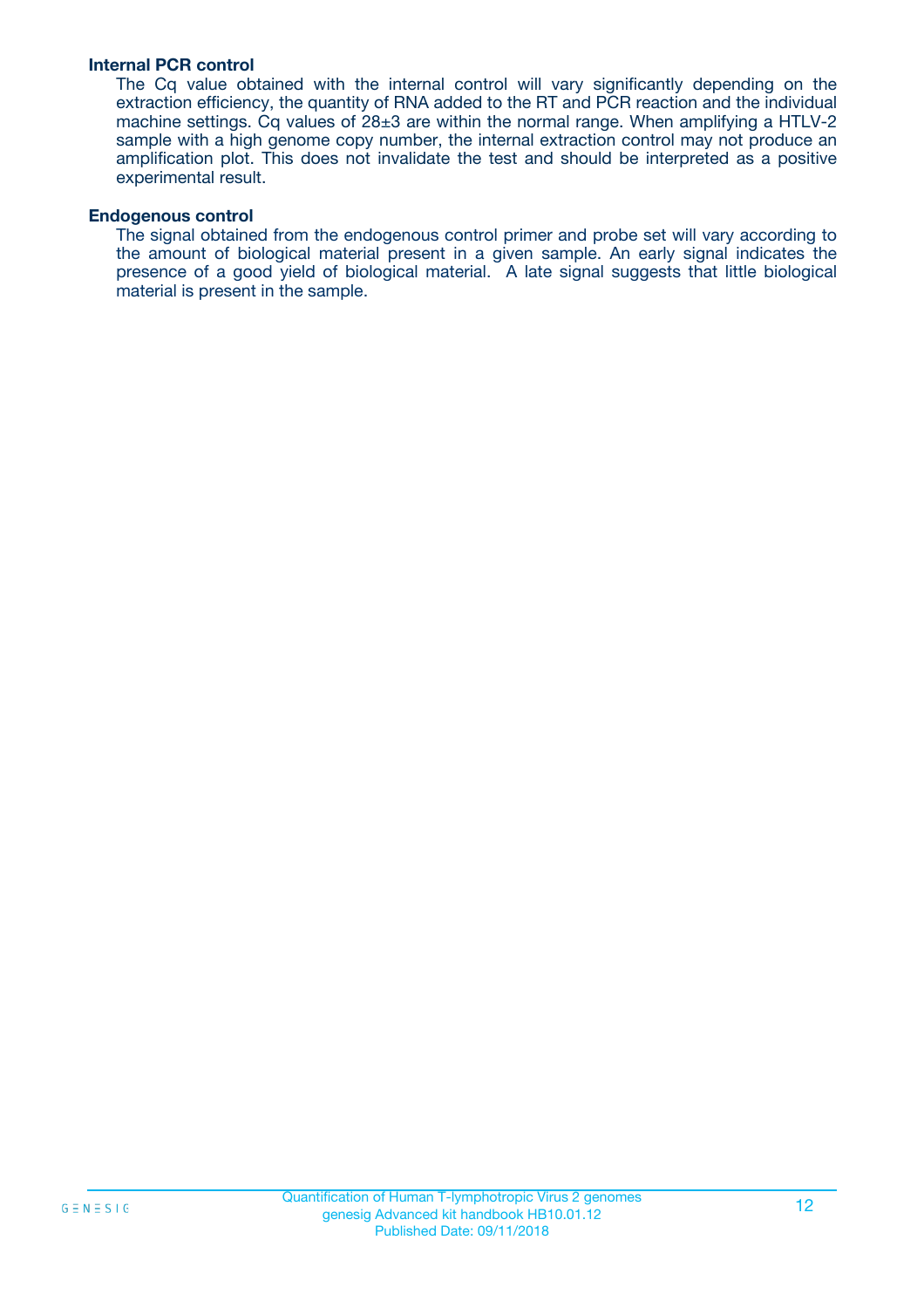**Internal PCR control**

The Cq value obtained with the internal control will vary significantly depending on the extraction efficiency, the quantity of RNA added to the RT and PCR reaction and the individual machine settings. Cq values of 28±3 are within the normal range. When amplifying a HTLV-2 sample with a high genome copy number, the internal extraction control may not produce an amplification plot. This does not invalidate the test and should be interpreted as a positive experimental result.

**Endogenous control**

The signal obtained from the endogenous control primer and probe set will vary according to the amount of biological material present in a given sample. An early signal indicates the presence of a good yield of biological material. A late signal suggests that little biological material is present in the sample.